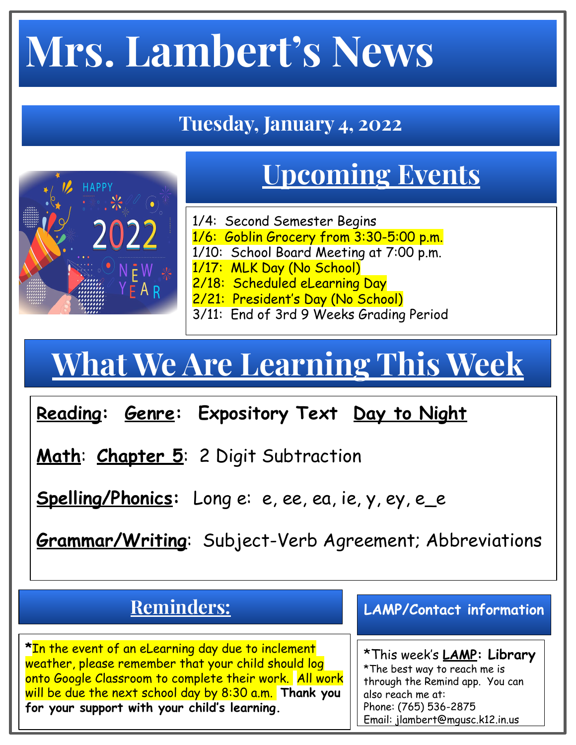# Mrs. Lambert's News

## Tuesday, January 4, 2022

## Upcoming Events

1/4: Second Semester Begins
1/6: Goblin Grocery from 3:30-5:00 p.m.
1/10: School Board Meeting at 7:00 p.m.
1/17: MLK Day (No School)
2/18: Scheduled eLearning Day
2/21: President's Day (No School)
3/11: End of 3rd 9 Weeks Grading Period

## What We Are Learning This Week

**Reading**: **Genre**: **Expository Text** **Day to Night**

**Math**: **Chapter 5**: 2 Digit Subtraction

**Spelling/Phonics**: Long e: e, ee, ea, ie, y, ey, e_e

**Grammar/Writing**: Subject-Verb Agreement; Abbreviations

## Reminders:

*In the event of an eLearning day due to inclement weather, please remember that your child should log onto Google Classroom to complete their work. All work will be due the next school day by 8:30 a.m. **Thank you for your support with your child's learning.**

## LAMP/Contact information

*This week's **LAMP**: **Library**
*The best way to reach me is through the Remind app. You can also reach me at:
Phone: (765) 536-2875
Email: jlambert@mgusc.k12.in.us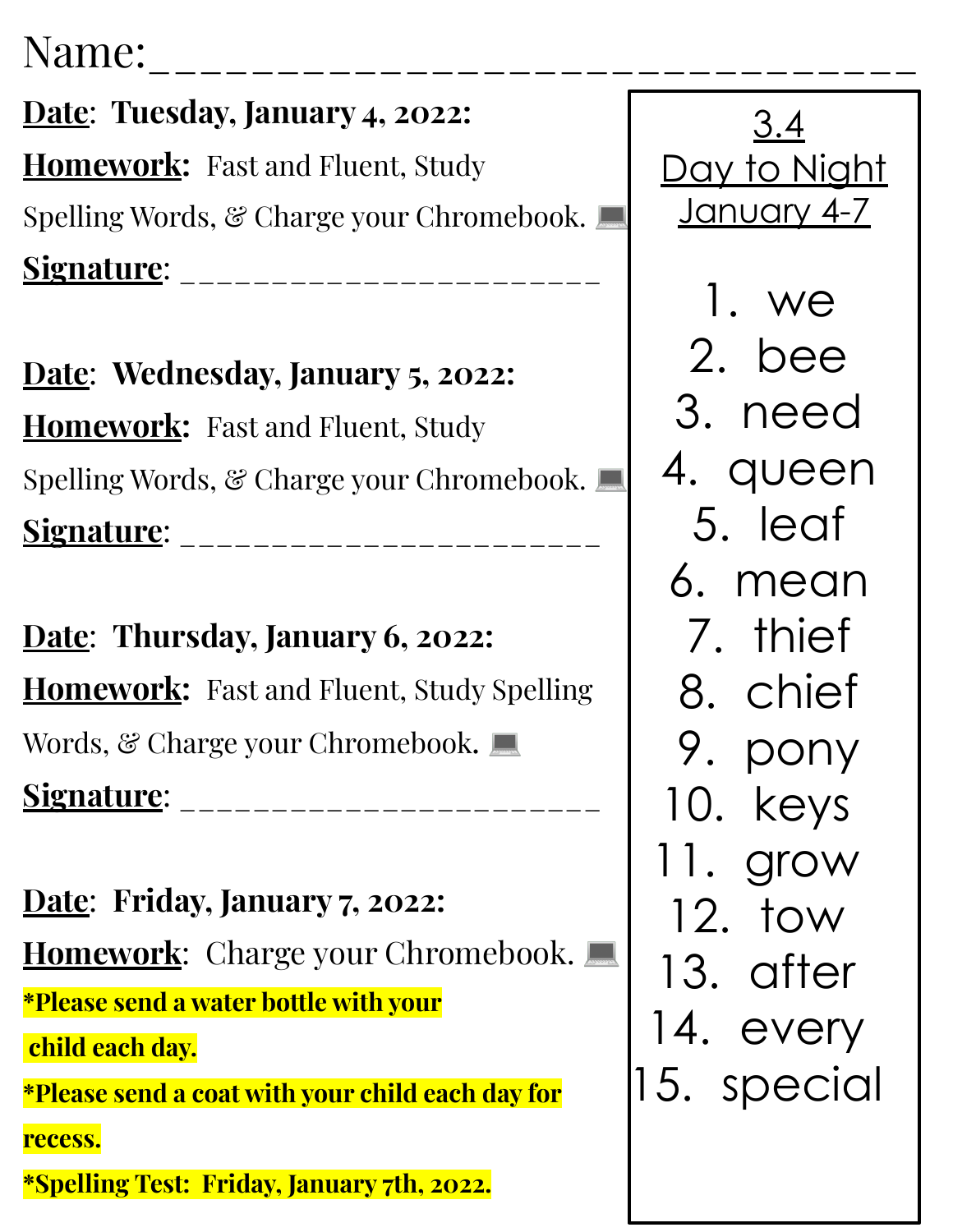Name:______________________________

**Date**: **Tuesday, January 4, 2022:**

**Homework:** Fast and Fluent, Study Spelling Words, & Charge your Chromebook. 💻

**Signature**: ________________________

**Date**: **Wednesday, January 5, 2022:**

**Homework:** Fast and Fluent, Study Spelling Words, & Charge your Chromebook. 💻

**Signature**: ________________________

**Date**: **Thursday, January 6, 2022:**

**Homework:** Fast and Fluent, Study Spelling Words, & Charge your Chromebook. 💻

**Signature**: ________________________

**Date**: **Friday, January 7, 2022:**

**Homework**: Charge your Chromebook. 💻

***Please send a water bottle with your child each day.**

***Please send a coat with your child each day for recess.**

***Spelling Test: Friday, January 7th, 2022.**

## 3.4
## Day to Night
## January 4-7

1. we
2. bee
3. need
4. queen
5. leaf
6. mean
7. thief
8. chief
9. pony
10. keys
11. grow
12. tow
13. after
14. every
15. special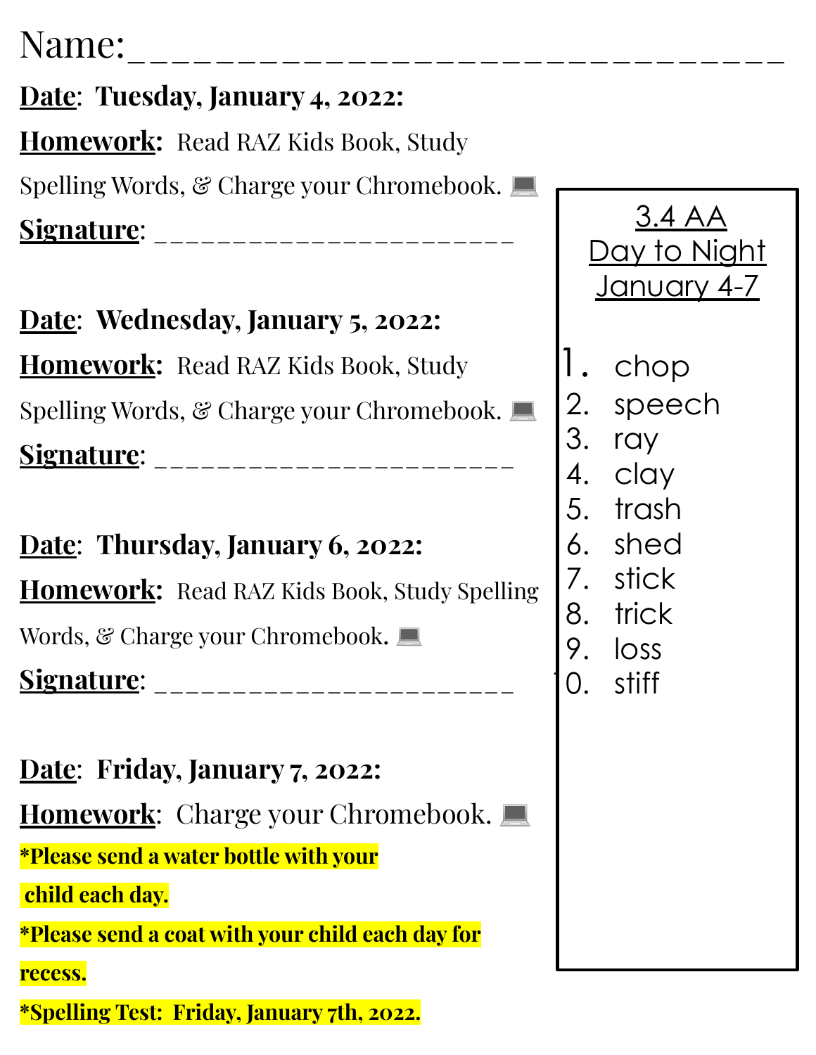Name:________________________________

**Date**: **Tuesday, January 4, 2022:**

**Homework:** Read RAZ Kids Book, Study Spelling Words, & Charge your Chromebook. 💻

**Signature**: ________________________

**Date**: **Wednesday, January 5, 2022:**

**Homework:** Read RAZ Kids Book, Study Spelling Words, & Charge your Chromebook. 💻

**Signature**: ________________________

**Date**: **Thursday, January 6, 2022:**

**Homework:** Read RAZ Kids Book, Study Spelling Words, & Charge your Chromebook. 💻

**Signature**: ________________________

**Date**: **Friday, January 7, 2022:**

**Homework**: Charge your Chromebook. 💻

**\*Please send a water bottle with your child each day.**

**\*Please send a coat with your child each day for recess.**

**\*Spelling Test: Friday, January 7th, 2022.**

**3.4 AA**
**Day to Night**
**January 4-7**

1. chop
2. speech
3. ray
4. clay
5. trash
6. shed
7. stick
8. trick
9. loss
10. stiff